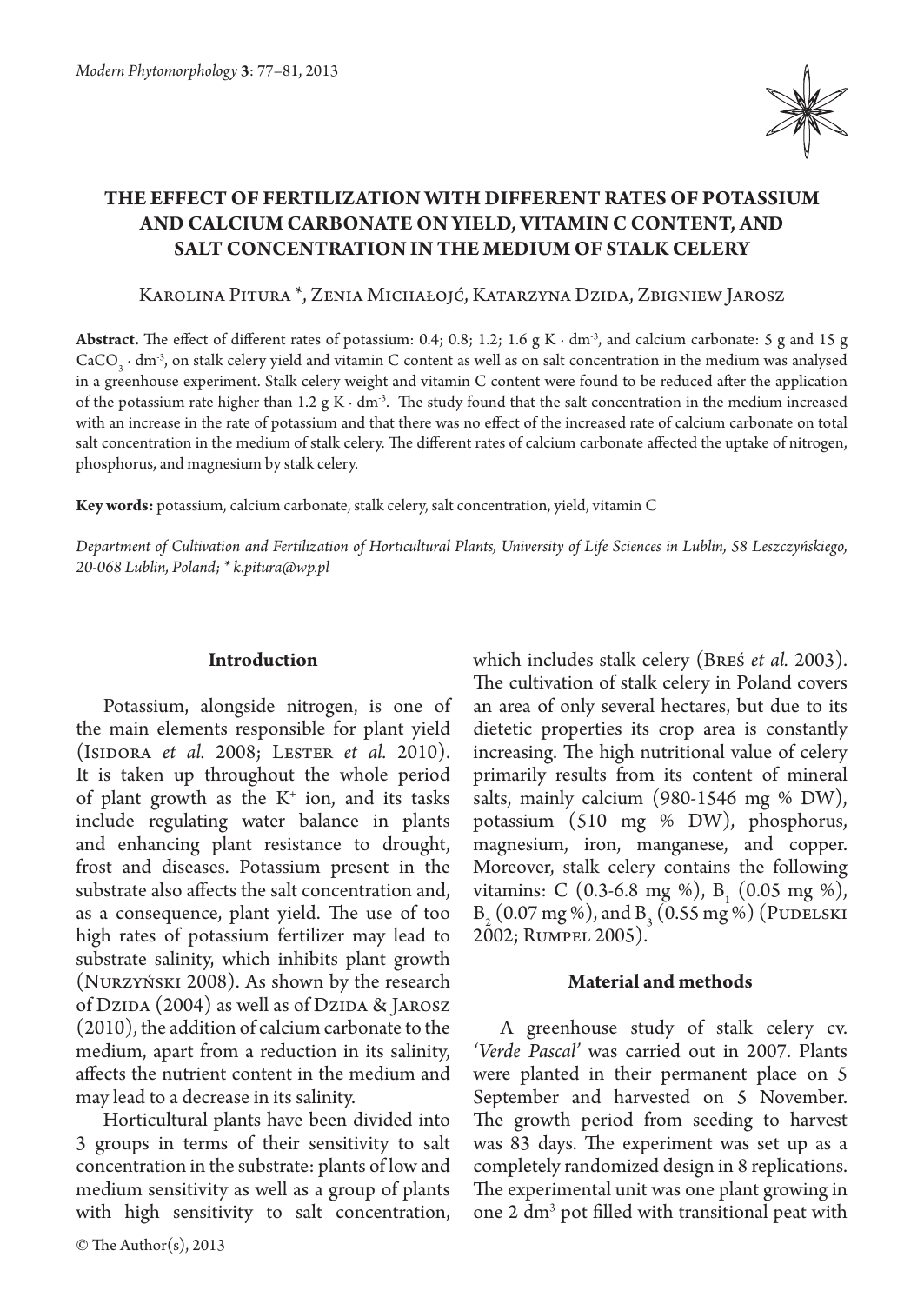# THE EFFECT OF FERTILIZATION WITH DIFFERENT RATES OF POTASSIUM AND CALCIUM CARBONATE ON YIELD, VITAMIN C CONTENT, AND SALT CONCENTRATION IN THE MEDIUM OF STALK CELERY

Karolina Pitura *, Zenia Michałojć, Katarzyna Dzida, Zbigniew Jarosz

**Abstract.** The effect of different rates of potassium: 0.4; 0.8; 1.2; 1.6 g K · dm$^{-3}$, and calcium carbonate: 5 g and 15 g $CaCO_3$ · dm$^{-3}$, on stalk celery yield and vitamin C content as well as on salt concentration in the medium was analysed in a greenhouse experiment. Stalk celery weight and vitamin C content were found to be reduced after the application of the potassium rate higher than 1.2 g K · dm$^{-3}$. The study found that the salt concentration in the medium increased with an increase in the rate of potassium and that there was no effect of the increased rate of calcium carbonate on total salt concentration in the medium of stalk celery. The different rates of calcium carbonate affected the uptake of nitrogen, phosphorus, and magnesium by stalk celery.

**Key words:** potassium, calcium carbonate, stalk celery, salt concentration, yield, vitamin C

*Department of Cultivation and Fertilization of Horticultural Plants, University of Life Sciences in Lublin, 58 Leszczyńskiego, 20-068 Lublin, Poland; * k.pitura@wp.pl*

## Introduction

Potassium, alongside nitrogen, is one of the main elements responsible for plant yield (Isidora *et al.* 2008; Lester *et al.* 2010). It is taken up throughout the whole period of plant growth as the $K^+$ ion, and its tasks include regulating water balance in plants and enhancing plant resistance to drought, frost and diseases. Potassium present in the substrate also affects the salt concentration and, as a consequence, plant yield. The use of too high rates of potassium fertilizer may lead to substrate salinity, which inhibits plant growth (Nurzyński 2008). As shown by the research of Dzida (2004) as well as of Dzida & Jarosz (2010), the addition of calcium carbonate to the medium, apart from a reduction in its salinity, affects the nutrient content in the medium and may lead to a decrease in its salinity.

Horticultural plants have been divided into 3 groups in terms of their sensitivity to salt concentration in the substrate: plants of low and medium sensitivity as well as a group of plants with high sensitivity to salt concentration, which includes stalk celery (Breś *et al.* 2003). The cultivation of stalk celery in Poland covers an area of only several hectares, but due to its dietetic properties its crop area is constantly increasing. The high nutritional value of celery primarily results from its content of mineral salts, mainly calcium (980-1546 mg % DW), potassium (510 mg % DW), phosphorus, magnesium, iron, manganese, and copper. Moreover, stalk celery contains the following vitamins: C (0.3-6.8 mg %), $B_1$ (0.05 mg %), $B_2$ (0.07 mg %), and $B_3$ (0.55 mg %) (Pudelski 2002; Rumpel 2005).

## Material and methods

A greenhouse study of stalk celery cv. *'Verde Pascal'* was carried out in 2007. Plants were planted in their permanent place on 5 September and harvested on 5 November. The growth period from seeding to harvest was 83 days. The experiment was set up as a completely randomized design in 8 replications. The experimental unit was one plant growing in one 2 dm$^3$ pot filled with transitional peat with

© The Author(s), 2013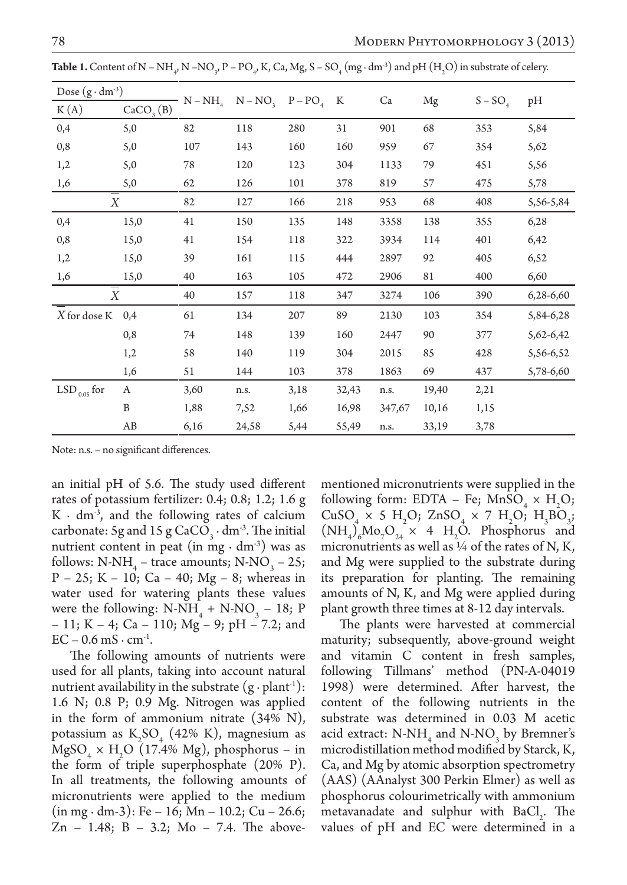**Table 1.** Content of $N-NH_4$, $N-NO_3$, $P-PO_4$, K, Ca, Mg, $S-SO_4$ ($mg \cdot dm^{-3}$) and pH ($H_2O$) in substrate of celery.

| Dose ($g \cdot dm^{-3}$) | | $N-NH_4$ | $N-NO_3$ | $P-PO_4$ | K | Ca | Mg | $S-SO_4$ | pH |
|---|---|---|---|---|---|---|---|---|---|
| K (A) | $CaCO_3$ (B) | | | | | | | | |
| 0,4 | 5,0 | 82 | 118 | 280 | 31 | 901 | 68 | 353 | 5,84 |
| 0,8 | 5,0 | 107 | 143 | 160 | 160 | 959 | 67 | 354 | 5,62 |
| 1,2 | 5,0 | 78 | 120 | 123 | 304 | 1133 | 79 | 451 | 5,56 |
| 1,6 | 5,0 | 62 | 126 | 101 | 378 | 819 | 57 | 475 | 5,78 |
| $\overline{\overline{X}}$ | | 82 | 127 | 166 | 218 | 953 | 68 | 408 | 5,56-5,84 |
| 0,4 | 15,0 | 41 | 150 | 135 | 148 | 3358 | 138 | 355 | 6,28 |
| 0,8 | 15,0 | 41 | 154 | 118 | 322 | 3934 | 114 | 401 | 6,42 |
| 1,2 | 15,0 | 39 | 161 | 115 | 444 | 2897 | 92 | 405 | 6,52 |
| 1,6 | 15,0 | 40 | 163 | 105 | 472 | 2906 | 81 | 400 | 6,60 |
| $\overline{\overline{X}}$ | | 40 | 157 | 118 | 347 | 3274 | 106 | 390 | 6,28-6,60 |
| $\overline{\overline{X}}$ for dose K | 0,4 | 61 | 134 | 207 | 89 | 2130 | 103 | 354 | 5,84-6,28 |
| | 0,8 | 74 | 148 | 139 | 160 | 2447 | 90 | 377 | 5,62-6,42 |
| | 1,2 | 58 | 140 | 119 | 304 | 2015 | 85 | 428 | 5,56-6,52 |
| | 1,6 | 51 | 144 | 103 | 378 | 1863 | 69 | 437 | 5,78-6,60 |
| $LSD_{0.05}$ for | A | 3,60 | n.s. | 3,18 | 32,43 | n.s. | 19,40 | 2,21 | |
| | B | 1,88 | 7,52 | 1,66 | 16,98 | 347,67 | 10,16 | 1,15 | |
| | AB | 6,16 | 24,58 | 5,44 | 55,49 | n.s. | 33,19 | 3,78 | |

Note: n.s. – no significant differences.

an initial pH of 5.6. The study used different rates of potassium fertilizer: 0.4; 0.8; 1.2; 1.6 g $K \cdot dm^{-3}$, and the following rates of calcium carbonate: 5g and 15 g $CaCO_3 \cdot dm^{-3}$. The initial nutrient content in peat (in $mg \cdot dm^{-3}$) was as follows: $N-NH_4$ – trace amounts; $N-NO_3$ – 25; P – 25; K – 10; Ca – 40; Mg – 8; whereas in water used for watering plants these values were the following: $N-NH_4$ + $N-NO_3$ – 18; P – 11; K – 4; Ca – 110; Mg – 9; pH – 7.2; and EC – 0.6 $mS \cdot cm^{-1}$.

The following amounts of nutrients were used for all plants, taking into account natural nutrient availability in the substrate ($g \cdot plant^{-1}$): 1.6 N; 0.8 P; 0.9 Mg. Nitrogen was applied in the form of ammonium nitrate (34% N), potassium as $K_2SO_4$ (42% K), magnesium as $MgSO_4 \times H_2O$ (17.4% Mg), phosphorus – in the form of triple superphosphate (20% P). In all treatments, the following amounts of micronutrients were applied to the medium (in mg · dm-3): Fe – 16; Mn – 10.2; Cu – 26.6; Zn – 1.48; B – 3.2; Mo – 7.4. The above-mentioned micronutrients were supplied in the following form: EDTA – Fe; $MnSO_4 \times H_2O$; $CuSO_4 \times 5\ H_2O$; $ZnSO_4 \times 7\ H_2O$; $H_3BO_3$; $(NH_4)_6Mo_7O_{24} \times 4\ H_2O$. Phosphorus and micronutrients as well as ¼ of the rates of N, K, and Mg were supplied to the substrate during its preparation for planting. The remaining amounts of N, K, and Mg were applied during plant growth three times at 8-12 day intervals.

The plants were harvested at commercial maturity; subsequently, above-ground weight and vitamin C content in fresh samples, following Tillmans' method (PN-A-04019 1998) were determined. After harvest, the content of the following nutrients in the substrate was determined in 0.03 M acetic acid extract: $N-NH_4$ and $N-NO_3$ by Bremner's microdistillation method modified by Starck, K, Ca, and Mg by atomic absorption spectrometry (AAS) (AAnalyst 300 Perkin Elmer) as well as phosphorus colourimetrically with ammonium metavanadate and sulphur with $BaCl_2$. The values of pH and EC were determined in a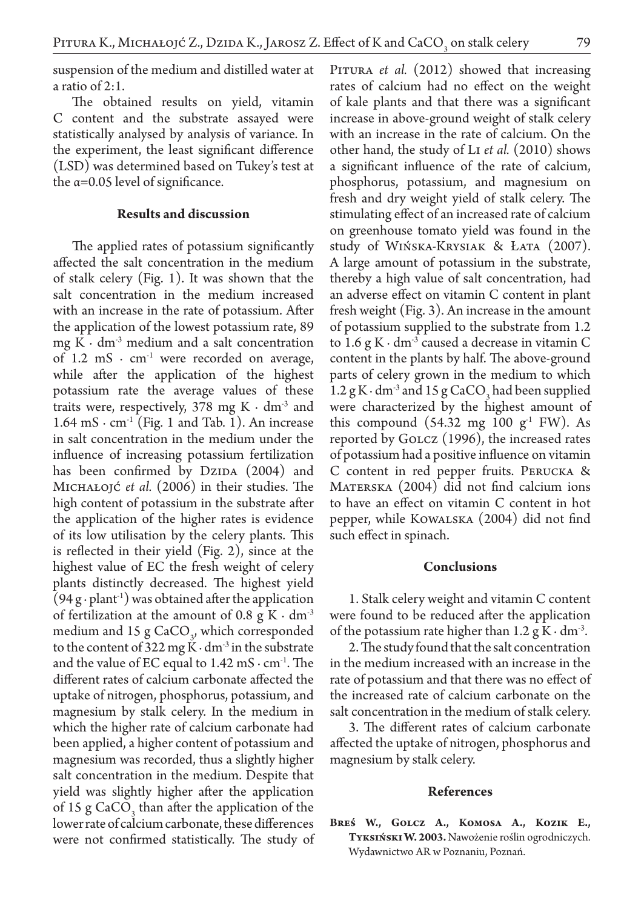suspension of the medium and distilled water at a ratio of 2:1.

The obtained results on yield, vitamin C content and the substrate assayed were statistically analysed by analysis of variance. In the experiment, the least significant difference (LSD) was determined based on Tukey's test at the α=0.05 level of significance.

## Results and discussion

The applied rates of potassium significantly affected the salt concentration in the medium of stalk celery (Fig. 1). It was shown that the salt concentration in the medium increased with an increase in the rate of potassium. After the application of the lowest potassium rate, 89 mg K · $dm^{-3}$ medium and a salt concentration of 1.2 mS · $cm^{-1}$ were recorded on average, while after the application of the highest potassium rate the average values of these traits were, respectively, 378 mg K · $dm^{-3}$ and 1.64 mS · $cm^{-1}$ (Fig. 1 and Tab. 1). An increase in salt concentration in the medium under the influence of increasing potassium fertilization has been confirmed by Dzida (2004) and Michałojć *et al.* (2006) in their studies. The high content of potassium in the substrate after the application of the higher rates is evidence of its low utilisation by the celery plants. This is reflected in their yield (Fig. 2), since at the highest value of EC the fresh weight of celery plants distinctly decreased. The highest yield (94 g · $plant^{-1}$) was obtained after the application of fertilization at the amount of 0.8 g K · $dm^{-3}$ medium and 15 g $CaCO_3$, which corresponded to the content of 322 mg K · $dm^{-3}$ in the substrate and the value of EC equal to 1.42 mS · $cm^{-1}$. The different rates of calcium carbonate affected the uptake of nitrogen, phosphorus, potassium, and magnesium by stalk celery. In the medium in which the higher rate of calcium carbonate had been applied, a higher content of potassium and magnesium was recorded, thus a slightly higher salt concentration in the medium. Despite that yield was slightly higher after the application of 15 g $CaCO_3$ than after the application of the lower rate of calcium carbonate, these differences were not confirmed statistically. The study of Pitura *et al.* (2012) showed that increasing rates of calcium had no effect on the weight of kale plants and that there was a significant increase in above-ground weight of stalk celery with an increase in the rate of calcium. On the other hand, the study of Li *et al.* (2010) shows a significant influence of the rate of calcium, phosphorus, potassium, and magnesium on fresh and dry weight yield of stalk celery. The stimulating effect of an increased rate of calcium on greenhouse tomato yield was found in the study of Wińska-Krysiak & Łata (2007). A large amount of potassium in the substrate, thereby a high value of salt concentration, had an adverse effect on vitamin C content in plant fresh weight (Fig. 3). An increase in the amount of potassium supplied to the substrate from 1.2 to 1.6 g K · $dm^{-3}$ caused a decrease in vitamin C content in the plants by half. The above-ground parts of celery grown in the medium to which 1.2 g K · $dm^{-3}$ and 15 g $CaCO_3$ had been supplied were characterized by the highest amount of this compound (54.32 mg 100 $g^{-1}$ FW). As reported by Golcz (1996), the increased rates of potassium had a positive influence on vitamin C content in red pepper fruits. Perucka & Materska (2004) did not find calcium ions to have an effect on vitamin C content in hot pepper, while Kowalska (2004) did not find such effect in spinach.

## Conclusions

1. Stalk celery weight and vitamin C content were found to be reduced after the application of the potassium rate higher than 1.2 g K · $dm^{-3}$.

2. The study found that the salt concentration in the medium increased with an increase in the rate of potassium and that there was no effect of the increased rate of calcium carbonate on the salt concentration in the medium of stalk celery.

3. The different rates of calcium carbonate affected the uptake of nitrogen, phosphorus and magnesium by stalk celery.

## References

**Breś W., Golcz A., Komosa A., Kozik E., Tyksiński W. 2003.** Nawożenie roślin ogrodniczych. Wydawnictwo AR w Poznaniu, Poznań.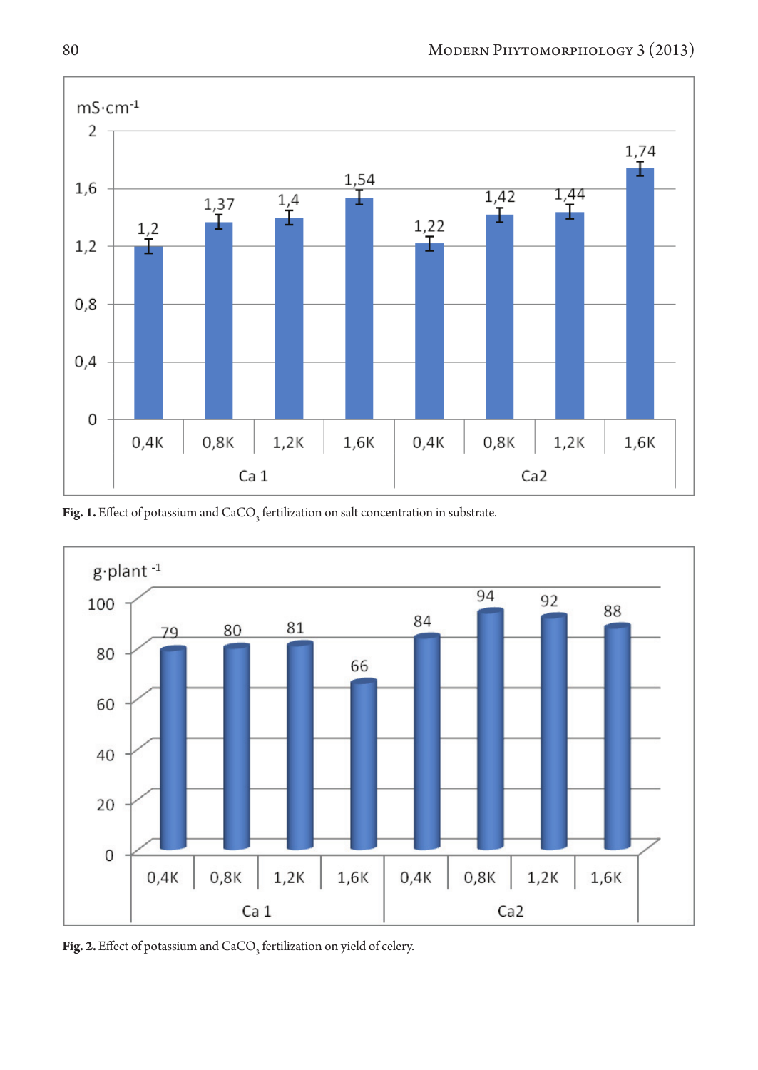**Fig. 1.** Effect of potassium and $CaCO_3$ fertilization on salt concentration in substrate.

**Fig. 2.** Effect of potassium and $CaCO_3$ fertilization on yield of celery.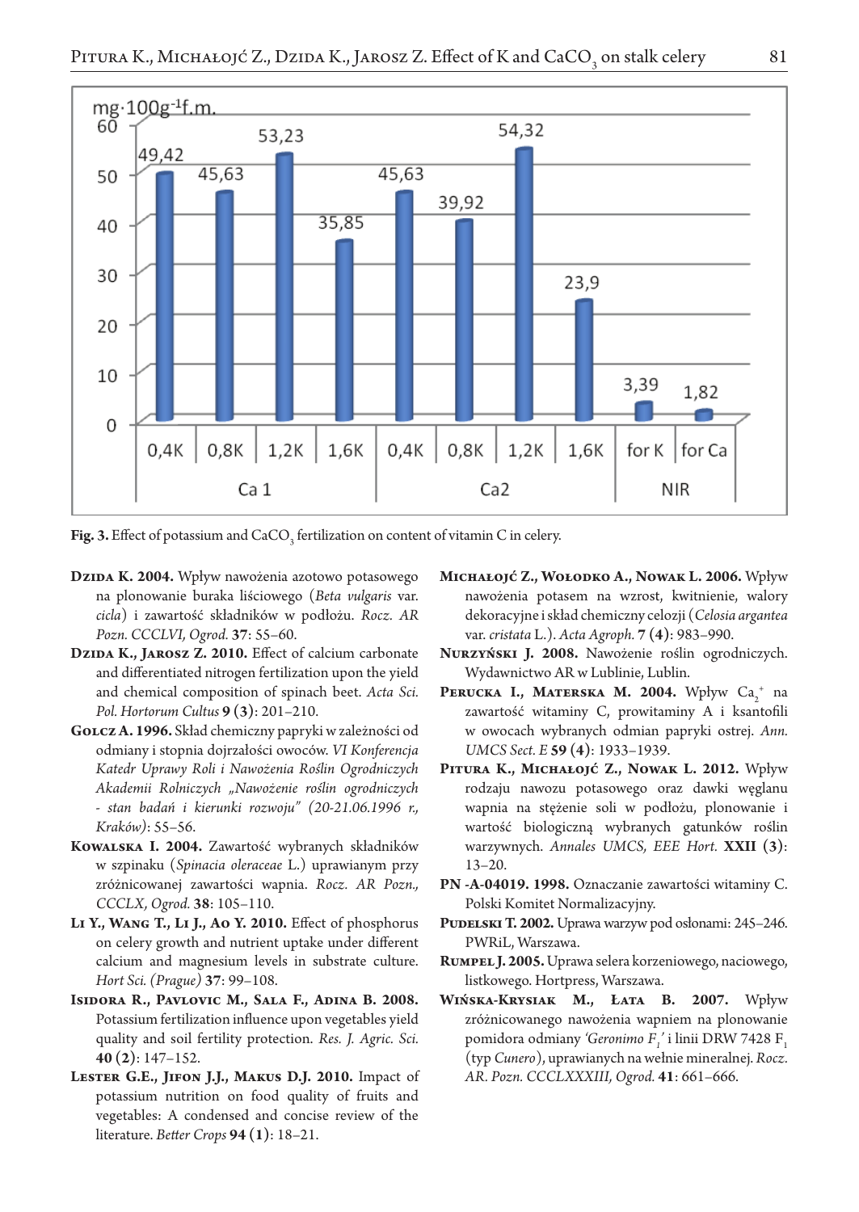mg·100g⁻¹f.m.

60
50
40
30
20
10
0

49,42
45,63
53,23
35,85
45,63
39,92
54,32
23,9
3,39
1,82

0,4K
0,8K
1,2K
1,6K
0,4K
0,8K
1,2K
1,6K
for K
for Ca

Ca 1
Ca2
NIR

**Fig. 3.** Effect of potassium and $CaCO_3$ fertilization on content of vitamin C in celery.

**Dzida K. 2004.** Wpływ nawożenia azotowo potasowego na plonowanie buraka liściowego (*Beta vulgaris* var. *cicla*) i zawartość składników w podłożu. *Rocz. AR Pozn. CCCLVI, Ogrod.* **37**: 55–60.

**Dzida K., Jarosz Z. 2010.** Effect of calcium carbonate and differentiated nitrogen fertilization upon the yield and chemical composition of spinach beet. *Acta Sci. Pol. Hortorum Cultus* **9 (3)**: 201–210.

**Golcz A. 1996.** Skład chemiczny papryki w zależności od odmiany i stopnia dojrzałości owoców. *VI Konferencja Katedr Uprawy Roli i Nawożenia Roślin Ogrodniczych Akademii Rolniczych „Nawożenie roślin ogrodniczych - stan badań i kierunki rozwoju" (20-21.06.1996 r., Kraków)*: 55–56.

**Kowalska I. 2004.** Zawartość wybranych składników w szpinaku (*Spinacia oleraceae* L.) uprawianym przy zróżnicowanej zawartości wapnia. *Rocz. AR Pozn., CCCLX, Ogrod.* **38**: 105–110.

**Li Y., Wang T., Li J., Ao Y. 2010.** Effect of phosphorus on celery growth and nutrient uptake under different calcium and magnesium levels in substrate culture. *Hort Sci. (Prague)* **37**: 99–108.

**Isidora R., Pavlovic M., Sala F., Adina B. 2008.** Potassium fertilization influence upon vegetables yield quality and soil fertility protection. *Res. J. Agric. Sci.* **40 (2)**: 147–152.

**Lester G.E., Jifon J.J., Makus D.J. 2010.** Impact of potassium nutrition on food quality of fruits and vegetables: A condensed and concise review of the literature. *Better Crops* **94 (1)**: 18–21.

**Michałojć Z., Wołodko A., Nowak L. 2006.** Wpływ nawożenia potasem na wzrost, kwitnienie, walory dekoracyjne i skład chemiczny celozji (*Celosia argantea* var. *cristata* L.). *Acta Agroph.* **7 (4)**: 983–990.

**Nurzyński J. 2008.** Nawożenie roślin ogrodniczych. Wydawnictwo AR w Lublinie, Lublin.

**Perucka I., Materska M. 2004.** Wpływ $Ca_2^+$ na zawartość witaminy C, prowitaminy A i ksantofili w owocach wybranych odmian papryki ostrej. *Ann. UMCS Sect. E* **59 (4)**: 1933–1939.

**Pitura K., Michałojć Z., Nowak L. 2012.** Wpływ rodzaju nawozu potasowego oraz dawki węglanu wapnia na stężenie soli w podłożu, plonowanie i wartość biologiczną wybranych gatunków roślin warzywnych. *Annales UMCS, EEE Hort.* **XXII (3)**: 13–20.

**PN -A-04019. 1998.** Oznaczanie zawartości witaminy C. Polski Komitet Normalizacyjny.

**Pudelski T. 2002.** Uprawa warzyw pod osłonami: 245–246. PWRiL, Warszawa.

**Rumpel J. 2005.** Uprawa selera korzeniowego, naciowego, listkowego. Hortpress, Warszawa.

**Wińska-Krysiak M., Łata B. 2007.** Wpływ zróżnicowanego nawożenia wapniem na plonowanie pomidora odmiany *'Geronimo $F_1$'* i linii DRW 7428 $F_1$ (typ *Cunero*), uprawianych na wełnie mineralnej. *Rocz. AR. Pozn. CCCLXXXIII, Ogrod.* **41**: 661–666.